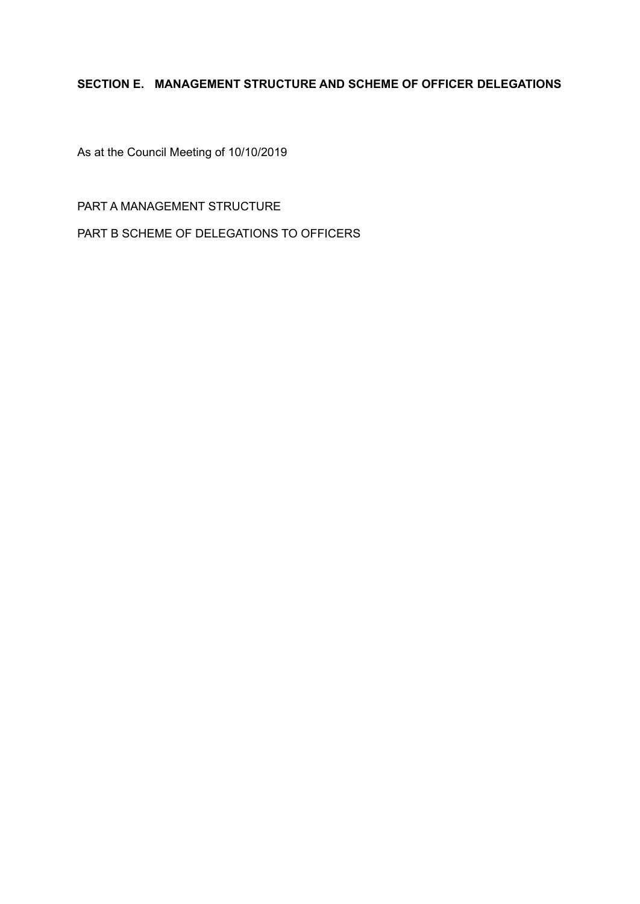# SECTION E. MANAGEMENT STRUCTURE AND SCHEME OF OFFICER DELEGATIONS

As at the Council Meeting of 10/10/2019

PART A MANAGEMENT STRUCTURE

PART B SCHEME OF DELEGATIONS TO OFFICERS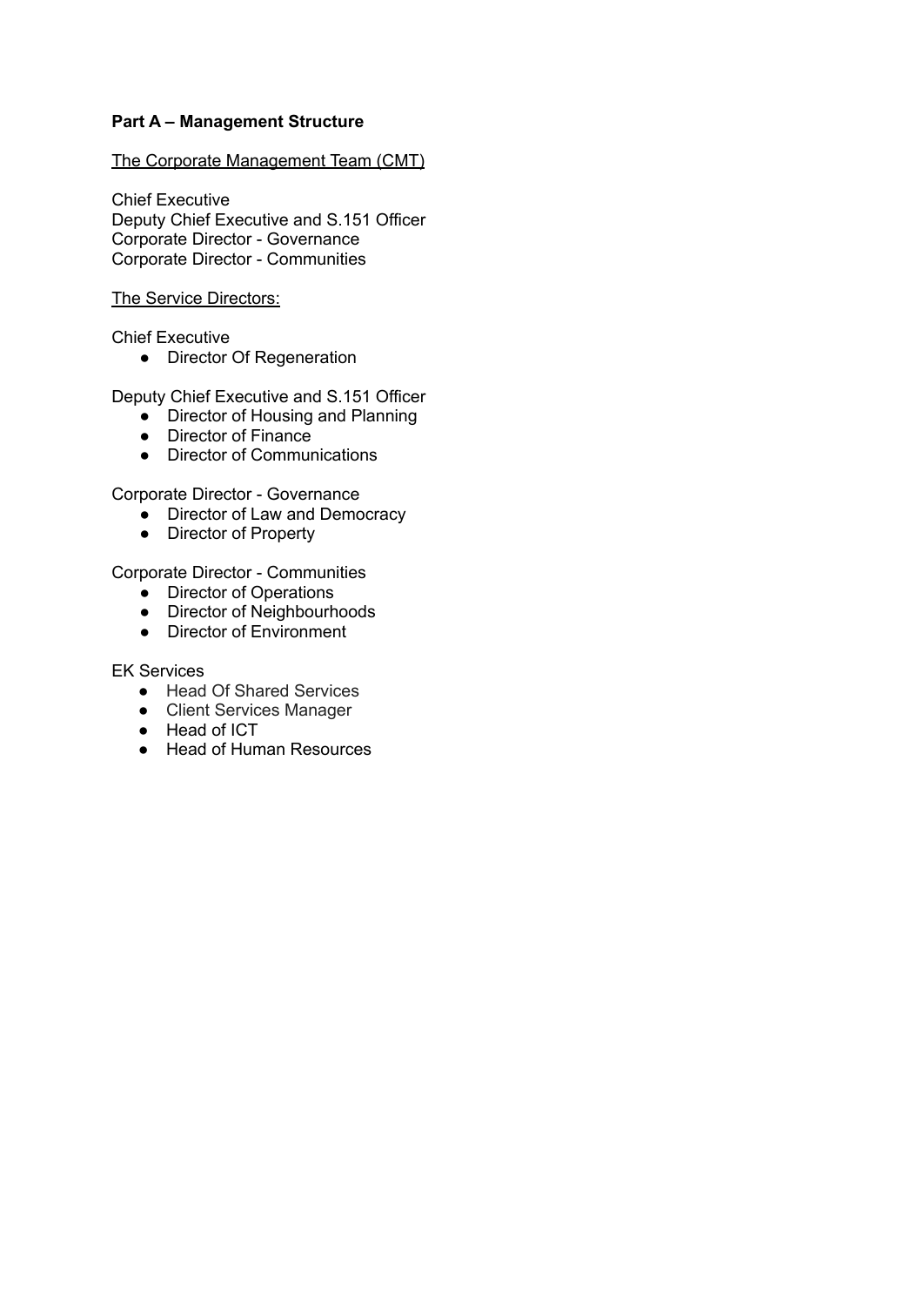**Part A – Management Structure**

The Corporate Management Team (CMT)

Chief Executive
Deputy Chief Executive and S.151 Officer
Corporate Director - Governance
Corporate Director - Communities

The Service Directors:

Chief Executive

- Director Of Regeneration

Deputy Chief Executive and S.151 Officer

- Director of Housing and Planning
- Director of Finance
- Director of Communications

Corporate Director - Governance

- Director of Law and Democracy
- Director of Property

Corporate Director - Communities

- Director of Operations
- Director of Neighbourhoods
- Director of Environment

EK Services

- Head Of Shared Services
- Client Services Manager
- Head of ICT
- Head of Human Resources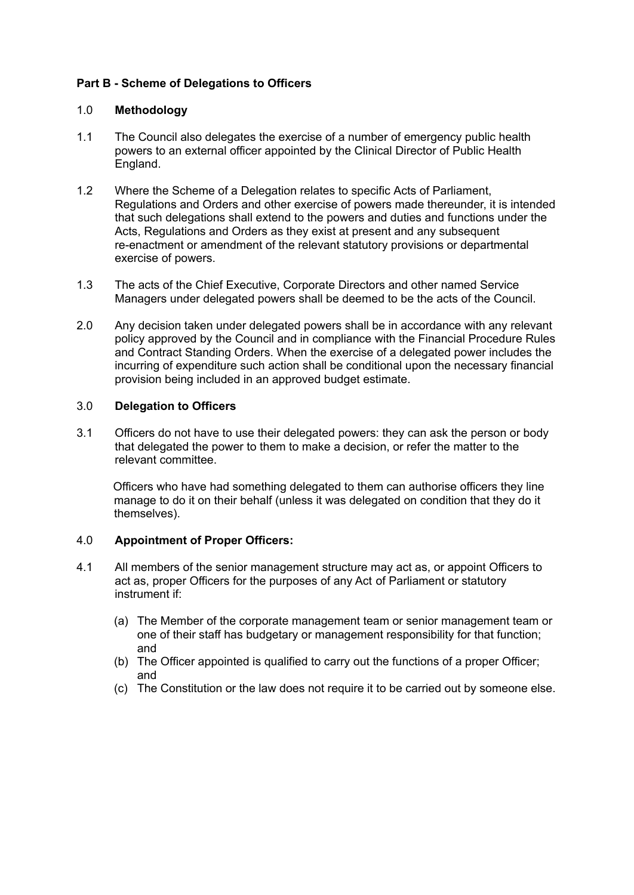**Part B - Scheme of Delegations to Officers**

1.0 **Methodology**

1.1 The Council also delegates the exercise of a number of emergency public health powers to an external officer appointed by the Clinical Director of Public Health England.

1.2 Where the Scheme of a Delegation relates to specific Acts of Parliament, Regulations and Orders and other exercise of powers made thereunder, it is intended that such delegations shall extend to the powers and duties and functions under the Acts, Regulations and Orders as they exist at present and any subsequent re-enactment or amendment of the relevant statutory provisions or departmental exercise of powers.

1.3 The acts of the Chief Executive, Corporate Directors and other named Service Managers under delegated powers shall be deemed to be the acts of the Council.

2.0 Any decision taken under delegated powers shall be in accordance with any relevant policy approved by the Council and in compliance with the Financial Procedure Rules and Contract Standing Orders. When the exercise of a delegated power includes the incurring of expenditure such action shall be conditional upon the necessary financial provision being included in an approved budget estimate.

3.0 **Delegation to Officers**

3.1 Officers do not have to use their delegated powers: they can ask the person or body that delegated the power to them to make a decision, or refer the matter to the relevant committee.

Officers who have had something delegated to them can authorise officers they line manage to do it on their behalf (unless it was delegated on condition that they do it themselves).

4.0 **Appointment of Proper Officers:**

4.1 All members of the senior management structure may act as, or appoint Officers to act as, proper Officers for the purposes of any Act of Parliament or statutory instrument if:

(a) The Member of the corporate management team or senior management team or one of their staff has budgetary or management responsibility for that function; and
(b) The Officer appointed is qualified to carry out the functions of a proper Officer; and
(c) The Constitution or the law does not require it to be carried out by someone else.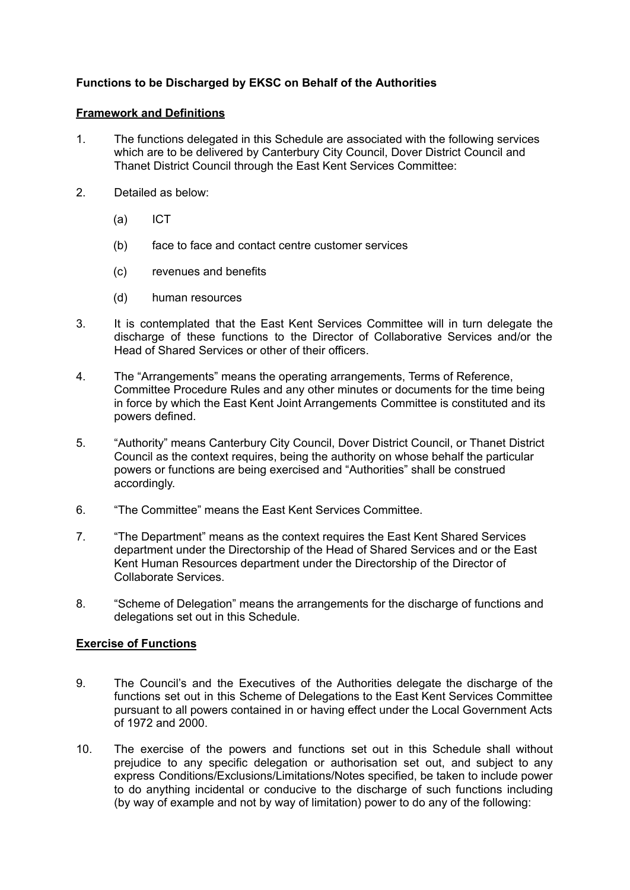**Functions to be Discharged by EKSC on Behalf of the Authorities**

**Framework and Definitions**

1. The functions delegated in this Schedule are associated with the following services which are to be delivered by Canterbury City Council, Dover District Council and Thanet District Council through the East Kent Services Committee:

2. Detailed as below:

    (a) ICT

    (b) face to face and contact centre customer services

    (c) revenues and benefits

    (d) human resources

3. It is contemplated that the East Kent Services Committee will in turn delegate the discharge of these functions to the Director of Collaborative Services and/or the Head of Shared Services or other of their officers.

4. The “Arrangements” means the operating arrangements, Terms of Reference, Committee Procedure Rules and any other minutes or documents for the time being in force by which the East Kent Joint Arrangements Committee is constituted and its powers defined.

5. “Authority” means Canterbury City Council, Dover District Council, or Thanet District Council as the context requires, being the authority on whose behalf the particular powers or functions are being exercised and “Authorities” shall be construed accordingly.

6. “The Committee” means the East Kent Services Committee.

7. “The Department” means as the context requires the East Kent Shared Services department under the Directorship of the Head of Shared Services and or the East Kent Human Resources department under the Directorship of the Director of Collaborate Services.

8. “Scheme of Delegation” means the arrangements for the discharge of functions and delegations set out in this Schedule.

**Exercise of Functions**

9. The Council’s and the Executives of the Authorities delegate the discharge of the functions set out in this Scheme of Delegations to the East Kent Services Committee pursuant to all powers contained in or having effect under the Local Government Acts of 1972 and 2000.

10. The exercise of the powers and functions set out in this Schedule shall without prejudice to any specific delegation or authorisation set out, and subject to any express Conditions/Exclusions/Limitations/Notes specified, be taken to include power to do anything incidental or conducive to the discharge of such functions including (by way of example and not by way of limitation) power to do any of the following: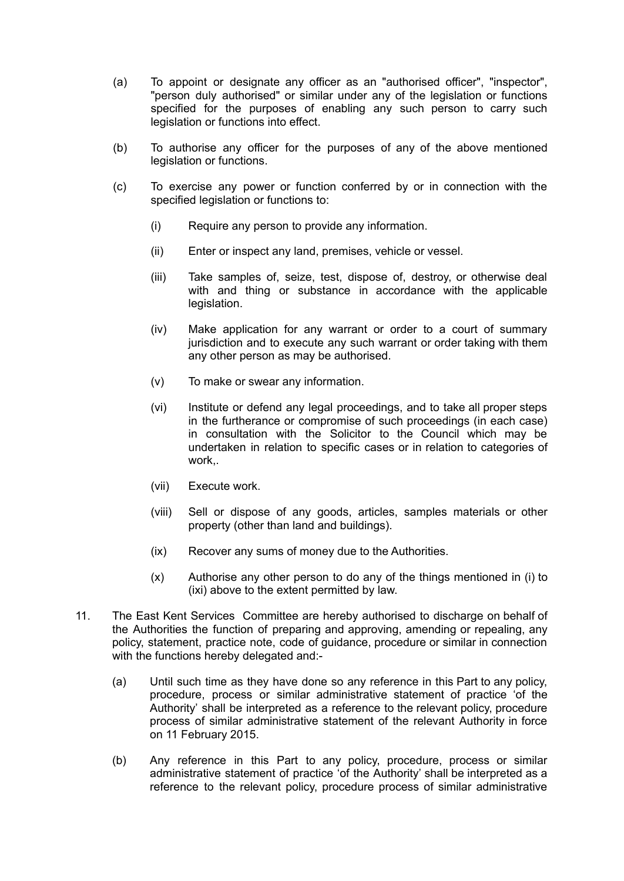(a) To appoint or designate any officer as an "authorised officer", "inspector", "person duly authorised" or similar under any of the legislation or functions specified for the purposes of enabling any such person to carry such legislation or functions into effect.

(b) To authorise any officer for the purposes of any of the above mentioned legislation or functions.

(c) To exercise any power or function conferred by or in connection with the specified legislation or functions to:

  (i) Require any person to provide any information.

  (ii) Enter or inspect any land, premises, vehicle or vessel.

  (iii) Take samples of, seize, test, dispose of, destroy, or otherwise deal with and thing or substance in accordance with the applicable legislation.

  (iv) Make application for any warrant or order to a court of summary jurisdiction and to execute any such warrant or order taking with them any other person as may be authorised.

  (v) To make or swear any information.

  (vi) Institute or defend any legal proceedings, and to take all proper steps in the furtherance or compromise of such proceedings (in each case) in consultation with the Solicitor to the Council which may be undertaken in relation to specific cases or in relation to categories of work,.

  (vii) Execute work.

  (viii) Sell or dispose of any goods, articles, samples materials or other property (other than land and buildings).

  (ix) Recover any sums of money due to the Authorities.

  (x) Authorise any other person to do any of the things mentioned in (i) to (ixi) above to the extent permitted by law.

11. The East Kent Services Committee are hereby authorised to discharge on behalf of the Authorities the function of preparing and approving, amending or repealing, any policy, statement, practice note, code of guidance, procedure or similar in connection with the functions hereby delegated and:-

  (a) Until such time as they have done so any reference in this Part to any policy, procedure, process or similar administrative statement of practice 'of the Authority' shall be interpreted as a reference to the relevant policy, procedure process of similar administrative statement of the relevant Authority in force on 11 February 2015.

  (b) Any reference in this Part to any policy, procedure, process or similar administrative statement of practice 'of the Authority' shall be interpreted as a reference to the relevant policy, procedure process of similar administrative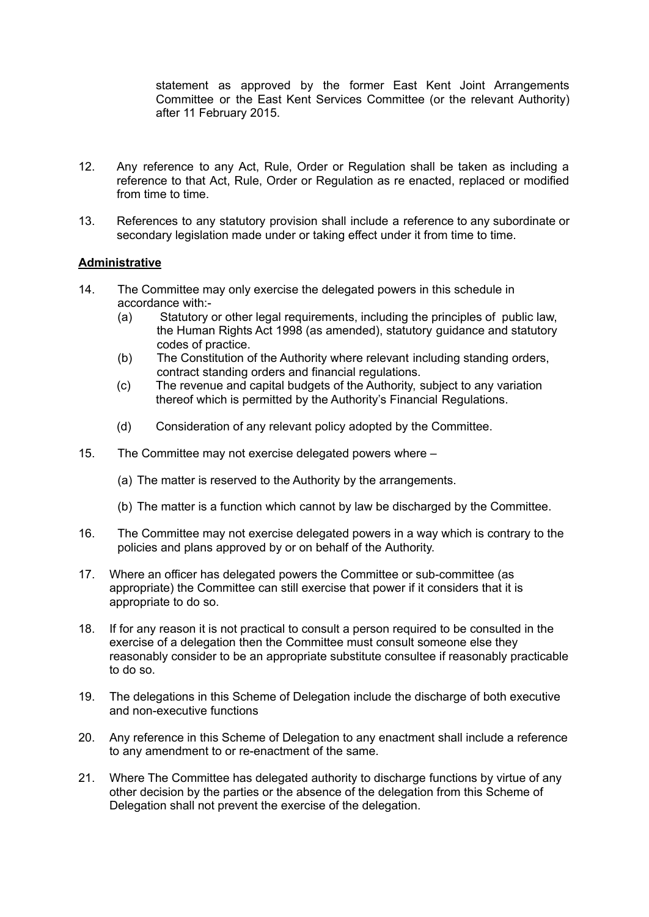statement as approved by the former East Kent Joint Arrangements Committee or the East Kent Services Committee (or the relevant Authority) after 11 February 2015.

12. Any reference to any Act, Rule, Order or Regulation shall be taken as including a reference to that Act, Rule, Order or Regulation as re enacted, replaced or modified from time to time.

13. References to any statutory provision shall include a reference to any subordinate or secondary legislation made under or taking effect under it from time to time.

**Administrative**

14. The Committee may only exercise the delegated powers in this schedule in accordance with:-
    (a) Statutory or other legal requirements, including the principles of public law, the Human Rights Act 1998 (as amended), statutory guidance and statutory codes of practice.
    (b) The Constitution of the Authority where relevant including standing orders, contract standing orders and financial regulations.
    (c) The revenue and capital budgets of the Authority, subject to any variation thereof which is permitted by the Authority's Financial Regulations.
    (d) Consideration of any relevant policy adopted by the Committee.

15. The Committee may not exercise delegated powers where –
    (a) The matter is reserved to the Authority by the arrangements.
    (b) The matter is a function which cannot by law be discharged by the Committee.

16. The Committee may not exercise delegated powers in a way which is contrary to the policies and plans approved by or on behalf of the Authority.

17. Where an officer has delegated powers the Committee or sub-committee (as appropriate) the Committee can still exercise that power if it considers that it is appropriate to do so.

18. If for any reason it is not practical to consult a person required to be consulted in the exercise of a delegation then the Committee must consult someone else they reasonably consider to be an appropriate substitute consultee if reasonably practicable to do so.

19. The delegations in this Scheme of Delegation include the discharge of both executive and non-executive functions

20. Any reference in this Scheme of Delegation to any enactment shall include a reference to any amendment to or re-enactment of the same.

21. Where The Committee has delegated authority to discharge functions by virtue of any other decision by the parties or the absence of the delegation from this Scheme of Delegation shall not prevent the exercise of the delegation.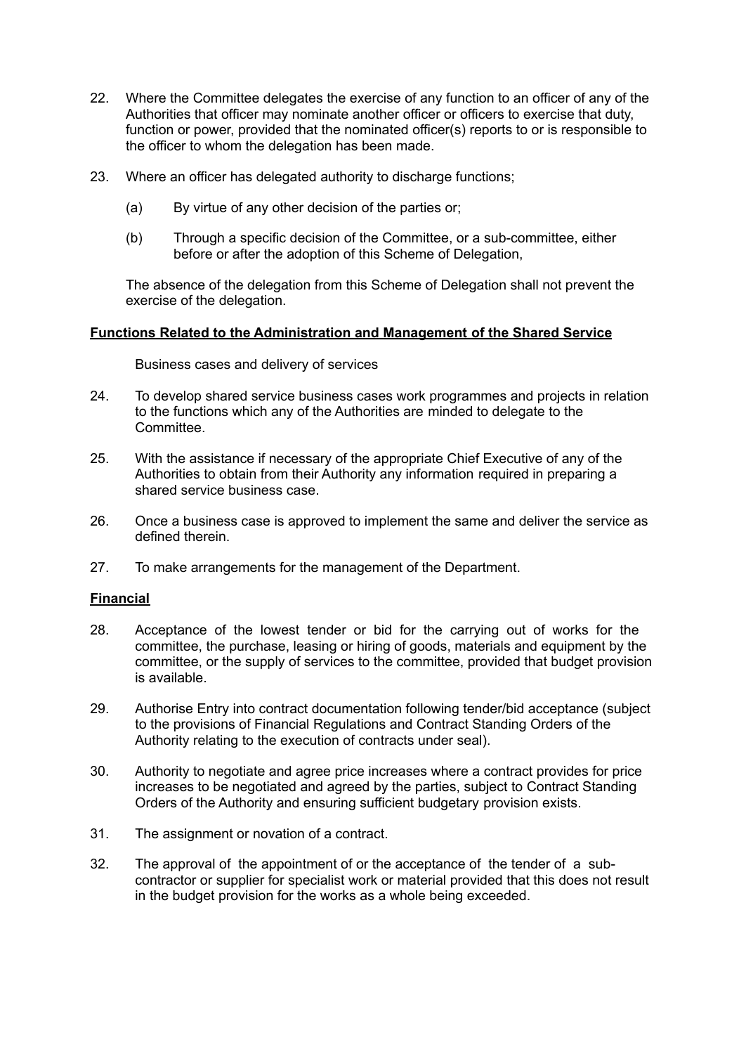22. Where the Committee delegates the exercise of any function to an officer of any of the Authorities that officer may nominate another officer or officers to exercise that duty, function or power, provided that the nominated officer(s) reports to or is responsible to the officer to whom the delegation has been made.

23. Where an officer has delegated authority to discharge functions;

    (a) By virtue of any other decision of the parties or;

    (b) Through a specific decision of the Committee, or a sub-committee, either before or after the adoption of this Scheme of Delegation,

    The absence of the delegation from this Scheme of Delegation shall not prevent the exercise of the delegation.

**Functions Related to the Administration and Management of the Shared Service**

Business cases and delivery of services

24. To develop shared service business cases work programmes and projects in relation to the functions which any of the Authorities are minded to delegate to the Committee.

25. With the assistance if necessary of the appropriate Chief Executive of any of the Authorities to obtain from their Authority any information required in preparing a shared service business case.

26. Once a business case is approved to implement the same and deliver the service as defined therein.

27. To make arrangements for the management of the Department.

**Financial**

28. Acceptance of the lowest tender or bid for the carrying out of works for the committee, the purchase, leasing or hiring of goods, materials and equipment by the committee, or the supply of services to the committee, provided that budget provision is available.

29. Authorise Entry into contract documentation following tender/bid acceptance (subject to the provisions of Financial Regulations and Contract Standing Orders of the Authority relating to the execution of contracts under seal).

30. Authority to negotiate and agree price increases where a contract provides for price increases to be negotiated and agreed by the parties, subject to Contract Standing Orders of the Authority and ensuring sufficient budgetary provision exists.

31. The assignment or novation of a contract.

32. The approval of the appointment of or the acceptance of the tender of a sub-contractor or supplier for specialist work or material provided that this does not result in the budget provision for the works as a whole being exceeded.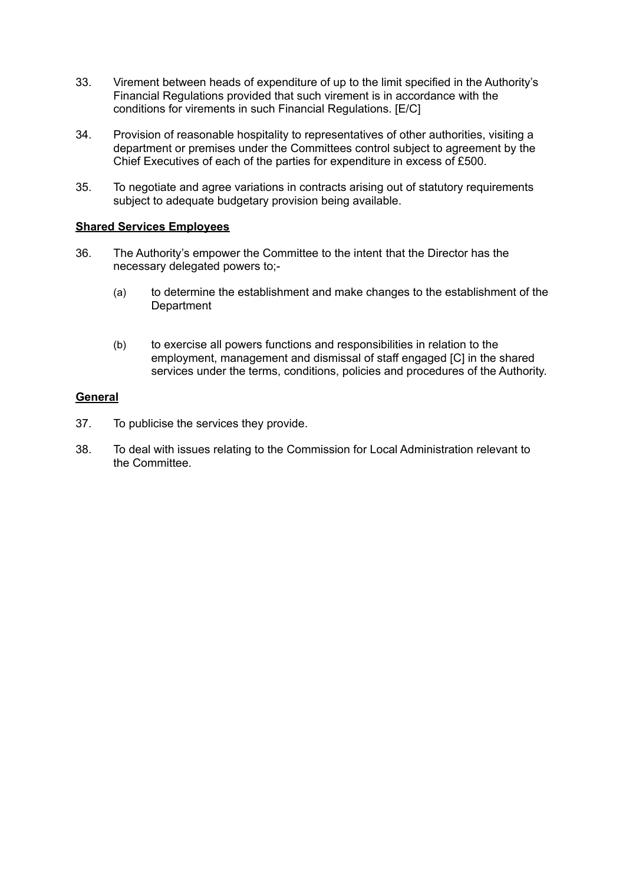33. Virement between heads of expenditure of up to the limit specified in the Authority's Financial Regulations provided that such virement is in accordance with the conditions for virements in such Financial Regulations. [E/C]

34. Provision of reasonable hospitality to representatives of other authorities, visiting a department or premises under the Committees control subject to agreement by the Chief Executives of each of the parties for expenditure in excess of £500.

35. To negotiate and agree variations in contracts arising out of statutory requirements subject to adequate budgetary provision being available.

**Shared Services Employees**

36. The Authority's empower the Committee to the intent that the Director has the necessary delegated powers to;-

    (a) to determine the establishment and make changes to the establishment of the Department

    (b) to exercise all powers functions and responsibilities in relation to the employment, management and dismissal of staff engaged [C] in the shared services under the terms, conditions, policies and procedures of the Authority.

**General**

37. To publicise the services they provide.

38. To deal with issues relating to the Commission for Local Administration relevant to the Committee.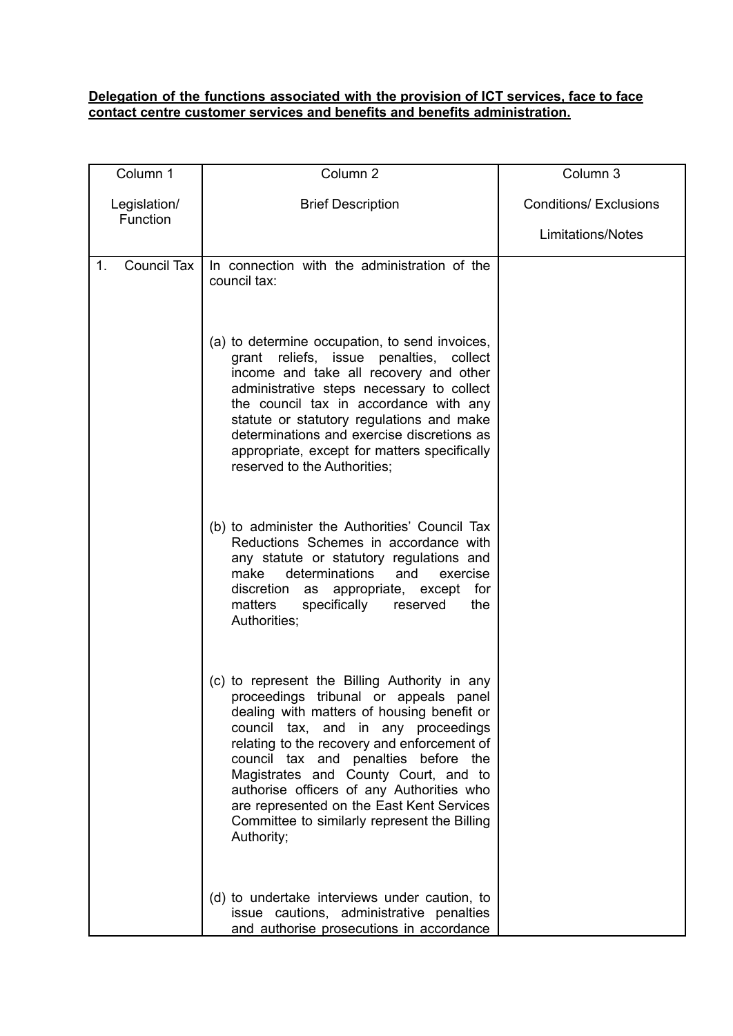**Delegation of the functions associated with the provision of ICT services, face to face contact centre customer services and benefits and benefits administration.**

| Column 1<br><br>Legislation/ Function | Column 2<br><br>Brief Description | Column 3<br><br>Conditions/ Exclusions<br><br>Limitations/Notes |
|---|---|---|
| 1. Council Tax | In connection with the administration of the council tax:<br><br>(a) to determine occupation, to send invoices, grant reliefs, issue penalties, collect income and take all recovery and other administrative steps necessary to collect the council tax in accordance with any statute or statutory regulations and make determinations and exercise discretions as appropriate, except for matters specifically reserved to the Authorities;<br><br>(b) to administer the Authorities' Council Tax Reductions Schemes in accordance with any statute or statutory regulations and make determinations and exercise discretion as appropriate, except for matters specifically reserved the Authorities;<br><br>(c) to represent the Billing Authority in any proceedings tribunal or appeals panel dealing with matters of housing benefit or council tax, and in any proceedings relating to the recovery and enforcement of council tax and penalties before the Magistrates and County Court, and to authorise officers of any Authorities who are represented on the East Kent Services Committee to similarly represent the Billing Authority;<br><br>(d) to undertake interviews under caution, to issue cautions, administrative penalties and authorise prosecutions in accordance | |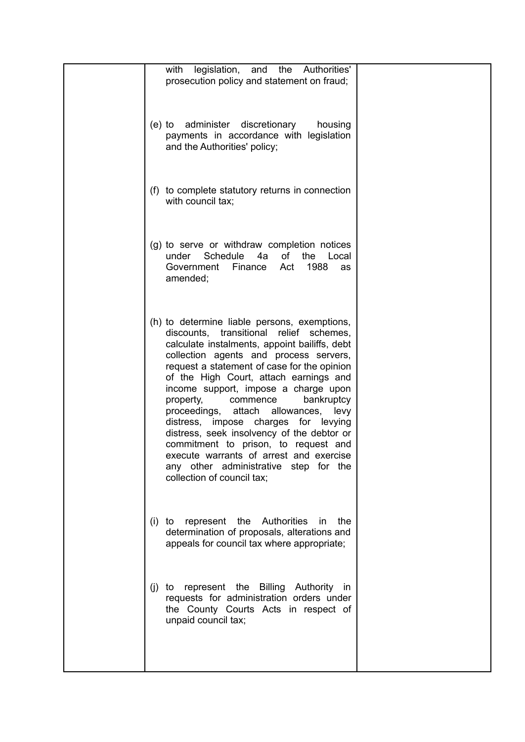|  |  |  |
|---|---|---|
|  | with legislation, and the Authorities' prosecution policy and statement on fraud;<br><br>(e) to administer discretionary housing payments in accordance with legislation and the Authorities' policy;<br><br>(f) to complete statutory returns in connection with council tax;<br><br>(g) to serve or withdraw completion notices under Schedule 4a of the Local Government Finance Act 1988 as amended;<br><br>(h) to determine liable persons, exemptions, discounts, transitional relief schemes, calculate instalments, appoint bailiffs, debt collection agents and process servers, request a statement of case for the opinion of the High Court, attach earnings and income support, impose a charge upon property, commence bankruptcy proceedings, attach allowances, levy distress, impose charges for levying distress, seek insolvency of the debtor or commitment to prison, to request and execute warrants of arrest and exercise any other administrative step for the collection of council tax;<br><br>(i) to represent the Authorities in the determination of proposals, alterations and appeals for council tax where appropriate;<br><br>(j) to represent the Billing Authority in requests for administration orders under the County Courts Acts in respect of unpaid council tax; |  |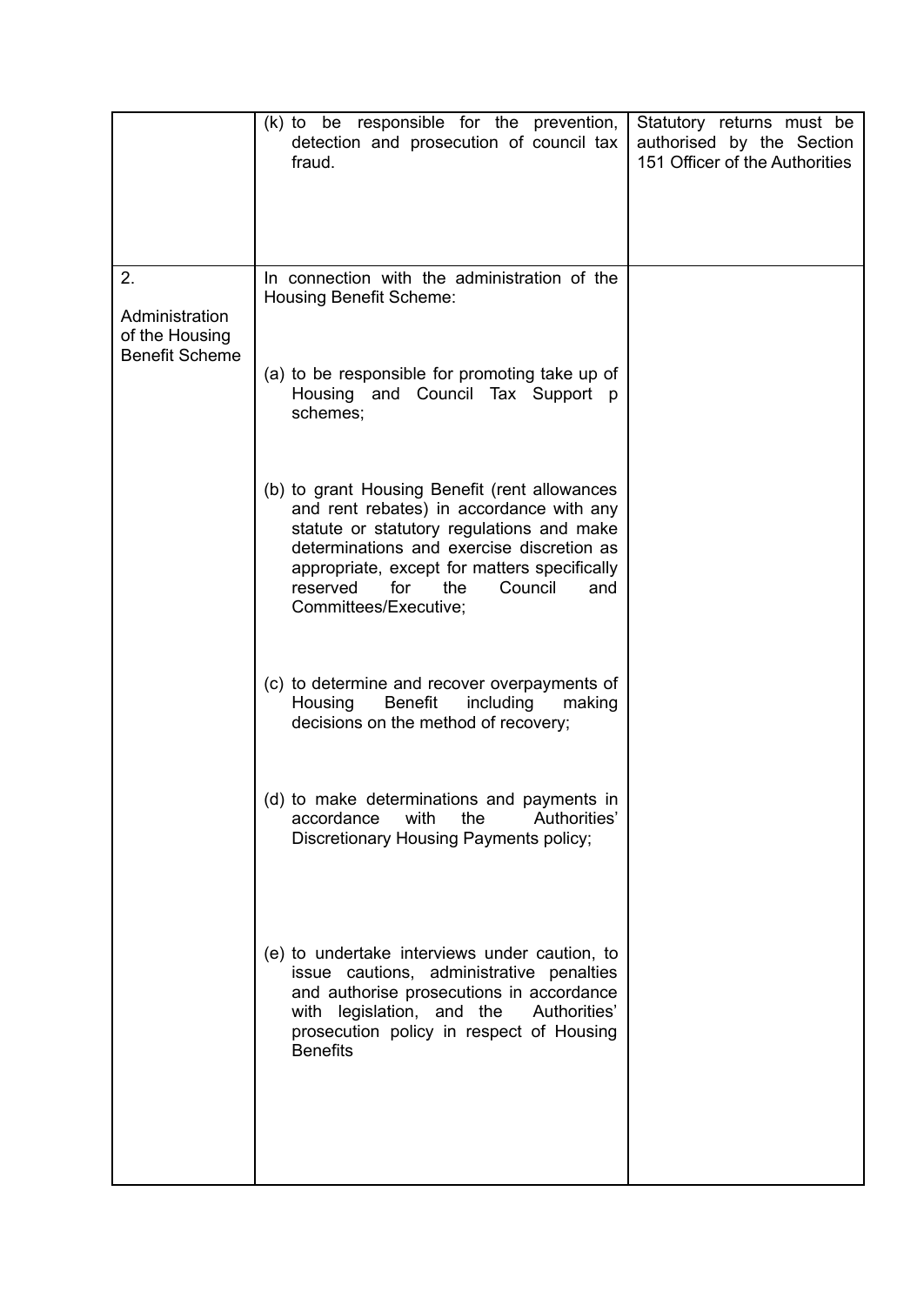| | | |
|---|---|---|
| | (k) to be responsible for the prevention, detection and prosecution of council tax fraud. | Statutory returns must be authorised by the Section 151 Officer of the Authorities |
| 2. Administration of the Housing Benefit Scheme | In connection with the administration of the Housing Benefit Scheme:<br><br>(a) to be responsible for promoting take up of Housing and Council Tax Support p schemes;<br><br>(b) to grant Housing Benefit (rent allowances and rent rebates) in accordance with any statute or statutory regulations and make determinations and exercise discretion as appropriate, except for matters specifically reserved for the Council and Committees/Executive;<br><br>(c) to determine and recover overpayments of Housing Benefit including making decisions on the method of recovery;<br><br>(d) to make determinations and payments in accordance with the Authorities' Discretionary Housing Payments policy;<br><br>(e) to undertake interviews under caution, to issue cautions, administrative penalties and authorise prosecutions in accordance with legislation, and the Authorities' prosecution policy in respect of Housing Benefits | |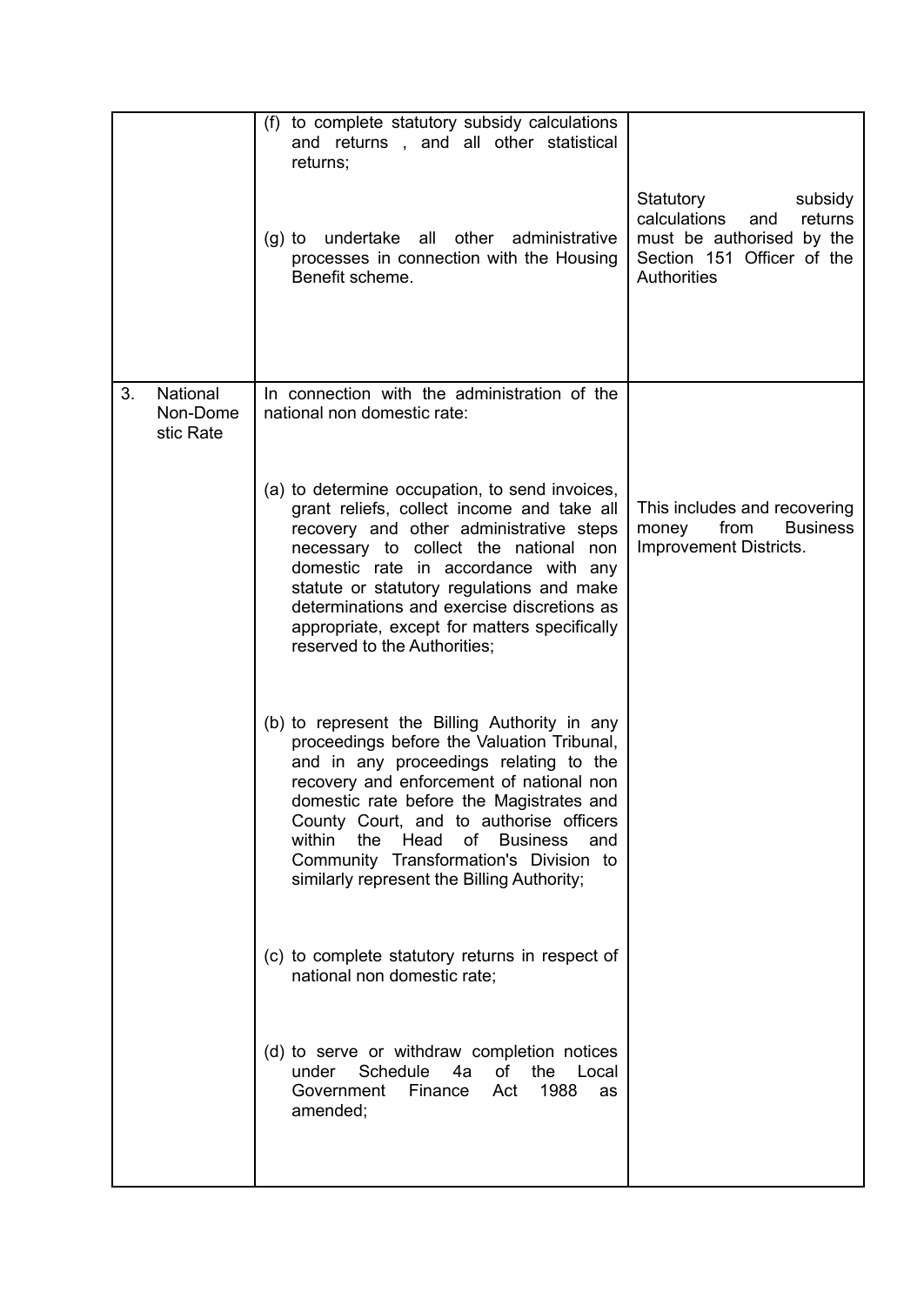| | | |
|---|---|---|
| | (f) to complete statutory subsidy calculations and returns , and all other statistical returns; | |
| | (g) to undertake all other administrative processes in connection with the Housing Benefit scheme. | Statutory subsidy calculations and returns must be authorised by the Section 151 Officer of the Authorities |
| 3. National Non-Domestic Rate | In connection with the administration of the national non domestic rate: | |
| | (a) to determine occupation, to send invoices, grant reliefs, collect income and take all recovery and other administrative steps necessary to collect the national non domestic rate in accordance with any statute or statutory regulations and make determinations and exercise discretions as appropriate, except for matters specifically reserved to the Authorities; | This includes and recovering money from Business Improvement Districts. |
| | (b) to represent the Billing Authority in any proceedings before the Valuation Tribunal, and in any proceedings relating to the recovery and enforcement of national non domestic rate before the Magistrates and County Court, and to authorise officers within the Head of Business and Community Transformation's Division to similarly represent the Billing Authority; | |
| | (c) to complete statutory returns in respect of national non domestic rate; | |
| | (d) to serve or withdraw completion notices under Schedule 4a of the Local Government Finance Act 1988 as amended; | |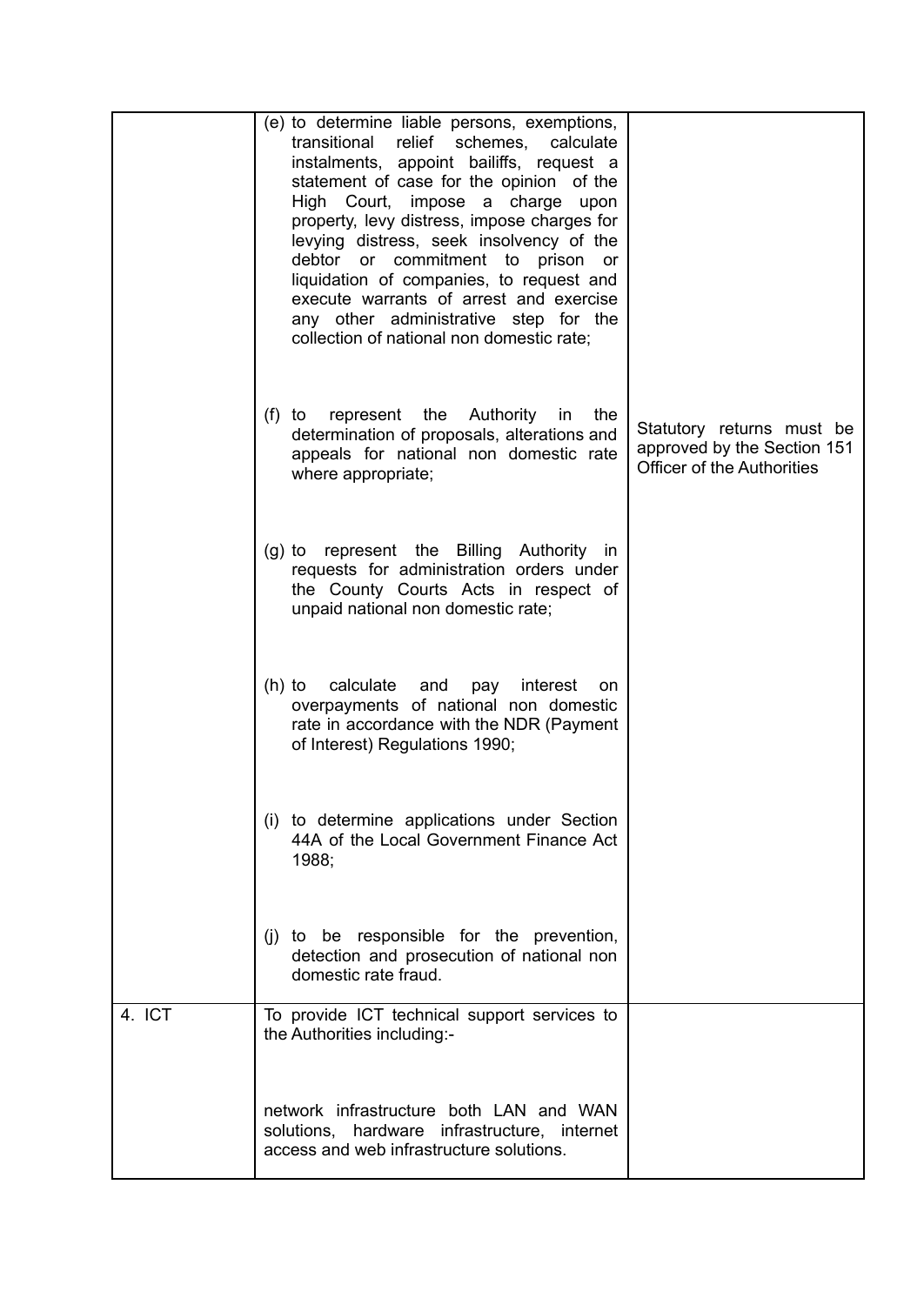|  |  |  |
|---|---|---|
|  | (e) to determine liable persons, exemptions, transitional relief schemes, calculate instalments, appoint bailiffs, request a statement of case for the opinion of the High Court, impose a charge upon property, levy distress, impose charges for levying distress, seek insolvency of the debtor or commitment to prison or liquidation of companies, to request and execute warrants of arrest and exercise any other administrative step for the collection of national non domestic rate; |  |
|  | (f) to represent the Authority in the determination of proposals, alterations and appeals for national non domestic rate where appropriate; | Statutory returns must be approved by the Section 151 Officer of the Authorities |
|  | (g) to represent the Billing Authority in requests for administration orders under the County Courts Acts in respect of unpaid national non domestic rate; |  |
|  | (h) to calculate and pay interest on overpayments of national non domestic rate in accordance with the NDR (Payment of Interest) Regulations 1990; |  |
|  | (i) to determine applications under Section 44A of the Local Government Finance Act 1988; |  |
|  | (j) to be responsible for the prevention, detection and prosecution of national non domestic rate fraud. |  |
| 4. ICT | To provide ICT technical support services to the Authorities including:-<br><br>network infrastructure both LAN and WAN solutions, hardware infrastructure, internet access and web infrastructure solutions. |  |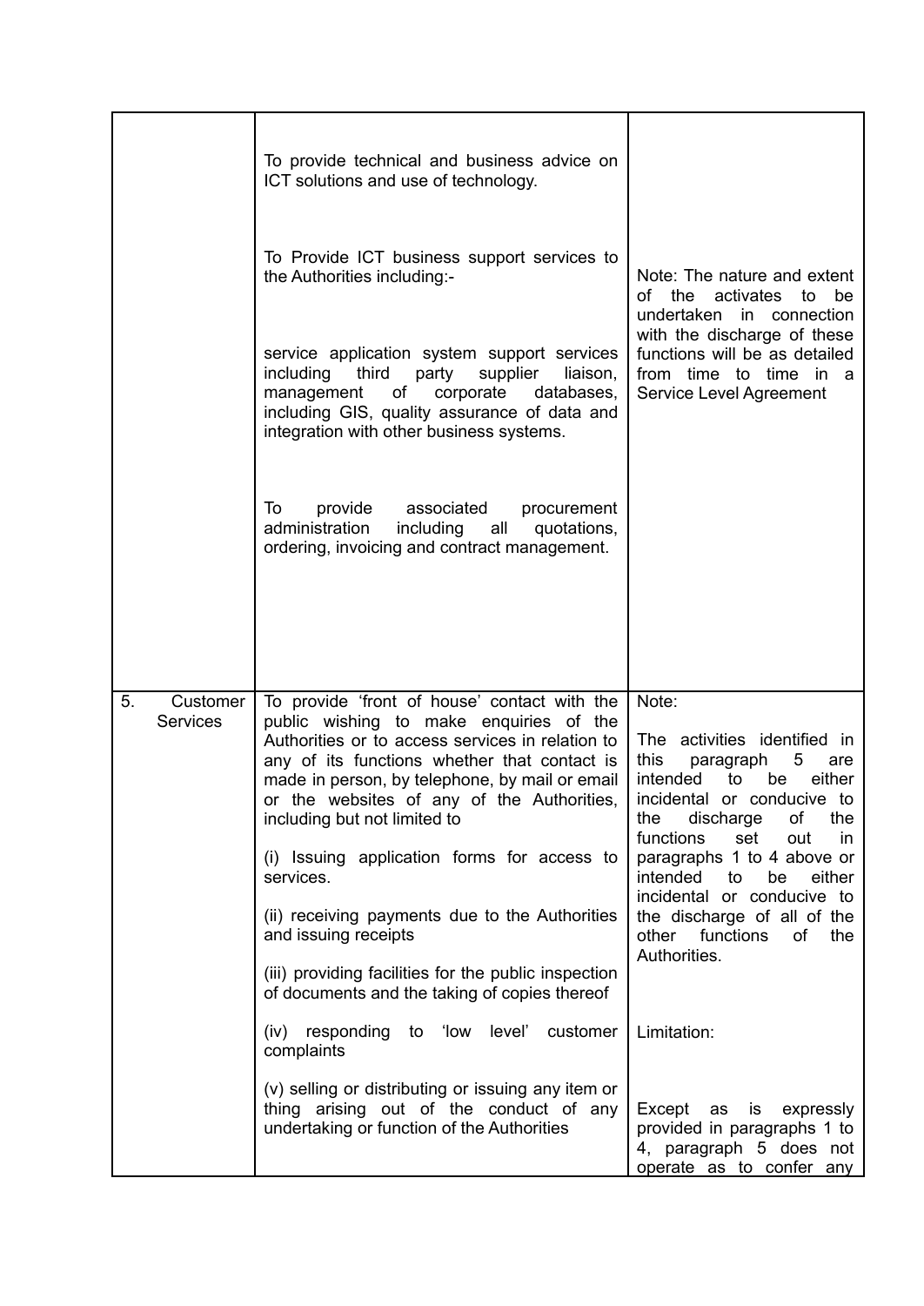| | | |
|---|---|---|
| | To provide technical and business advice on ICT solutions and use of technology.<br><br>To Provide ICT business support services to the Authorities including:-<br><br>service application system support services including third party supplier liaison, management of corporate databases, including GIS, quality assurance of data and integration with other business systems.<br><br>To provide associated procurement administration including all quotations, ordering, invoicing and contract management. | Note: The nature and extent of the activates to be undertaken in connection with the discharge of these functions will be as detailed from time to time in a Service Level Agreement |
| 5. Customer Services | To provide 'front of house' contact with the public wishing to make enquiries of the Authorities or to access services in relation to any of its functions whether that contact is made in person, by telephone, by mail or email or the websites of any of the Authorities, including but not limited to<br><br>(i) Issuing application forms for access to services.<br><br>(ii) receiving payments due to the Authorities and issuing receipts<br><br>(iii) providing facilities for the public inspection of documents and the taking of copies thereof<br><br>(iv) responding to 'low level' customer complaints<br><br>(v) selling or distributing or issuing any item or thing arising out of the conduct of any undertaking or function of the Authorities | Note:<br><br>The activities identified in this paragraph 5 are intended to be either incidental or conducive to the discharge of the functions set out in paragraphs 1 to 4 above or intended to be either incidental or conducive to the discharge of all of the other functions of the Authorities.<br><br>Limitation:<br><br>Except as is expressly provided in paragraphs 1 to 4, paragraph 5 does not operate as to confer any |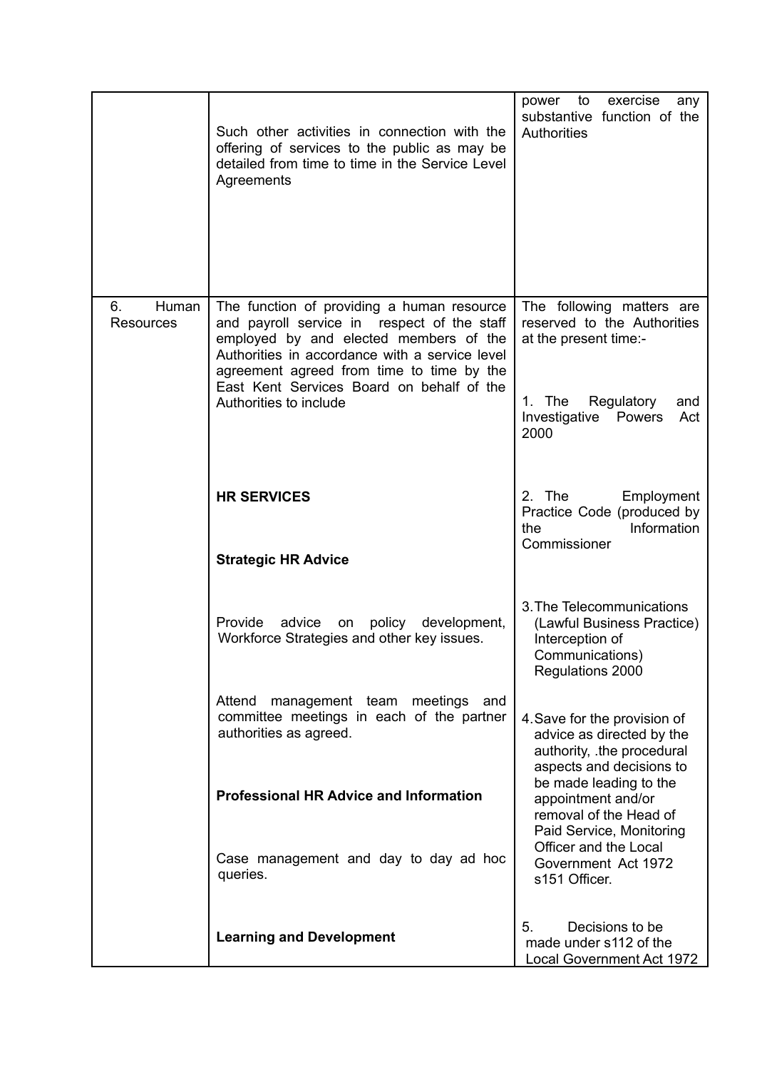| | | |
|---|---|---|
| | Such other activities in connection with the offering of services to the public as may be detailed from time to time in the Service Level Agreements | power to exercise any substantive function of the Authorities |
| 6. Human Resources | The function of providing a human resource and payroll service in respect of the staff employed by and elected members of the Authorities in accordance with a service level agreement agreed from time to time by the East Kent Services Board on behalf of the Authorities to include<br><br>**HR SERVICES**<br><br>**Strategic HR Advice**<br><br>Provide advice on policy development, Workforce Strategies and other key issues.<br><br>Attend management team meetings and committee meetings in each of the partner authorities as agreed.<br><br>**Professional HR Advice and Information**<br><br>Case management and day to day ad hoc queries.<br><br>**Learning and Development** | The following matters are reserved to the Authorities at the present time:-<br><br>1. The Regulatory and Investigative Powers Act 2000<br><br>2. The Employment Practice Code (produced by the Information Commissioner<br><br>3. The Telecommunications (Lawful Business Practice) Interception of Communications) Regulations 2000<br><br>4. Save for the provision of advice as directed by the authority, .the procedural aspects and decisions to be made leading to the appointment and/or removal of the Head of Paid Service, Monitoring Officer and the Local Government Act 1972 s151 Officer.<br><br>5. Decisions to be made under s112 of the Local Government Act 1972 |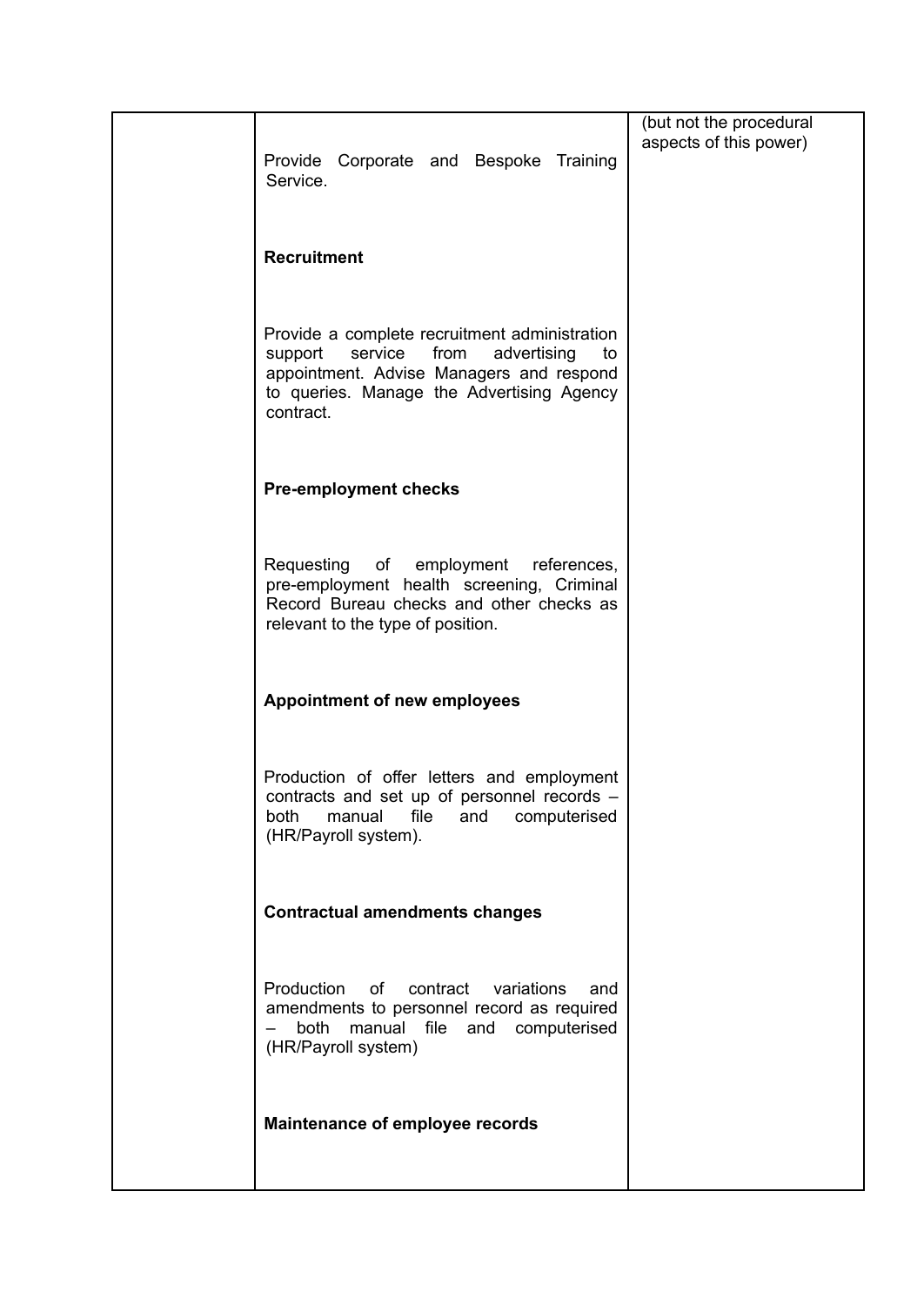| | | |
|---|---|---|
| | Provide Corporate and Bespoke Training Service.<br><br>**Recruitment**<br><br>Provide a complete recruitment administration support service from advertising to appointment. Advise Managers and respond to queries. Manage the Advertising Agency contract.<br><br>**Pre-employment checks**<br><br>Requesting of employment references, pre-employment health screening, Criminal Record Bureau checks and other checks as relevant to the type of position.<br><br>**Appointment of new employees**<br><br>Production of offer letters and employment contracts and set up of personnel records – both manual file and computerised (HR/Payroll system).<br><br>**Contractual amendments changes**<br><br>Production of contract variations and amendments to personnel record as required – both manual file and computerised (HR/Payroll system)<br><br>**Maintenance of employee records** | (but not the procedural aspects of this power) |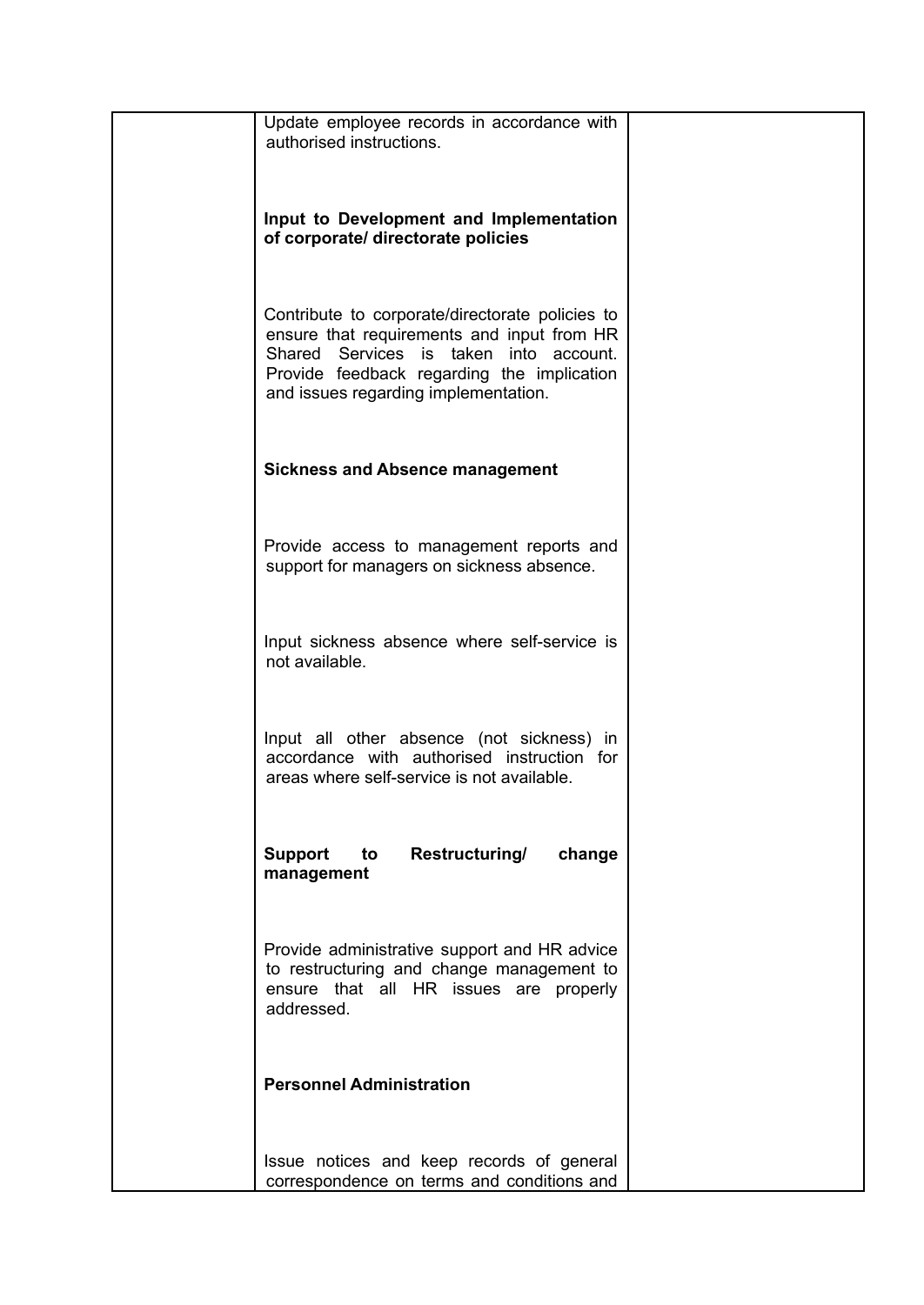| | | |
|---|---|---|
| | Update employee records in accordance with authorised instructions.<br><br>**Input to Development and Implementation of corporate/ directorate policies**<br><br>Contribute to corporate/directorate policies to ensure that requirements and input from HR Shared Services is taken into account. Provide feedback regarding the implication and issues regarding implementation.<br><br>**Sickness and Absence management**<br><br>Provide access to management reports and support for managers on sickness absence.<br><br>Input sickness absence where self-service is not available.<br><br>Input all other absence (not sickness) in accordance with authorised instruction for areas where self-service is not available.<br><br>**Support to Restructuring/ change management**<br><br>Provide administrative support and HR advice to restructuring and change management to ensure that all HR issues are properly addressed.<br><br>**Personnel Administration**<br><br>Issue notices and keep records of general correspondence on terms and conditions and | |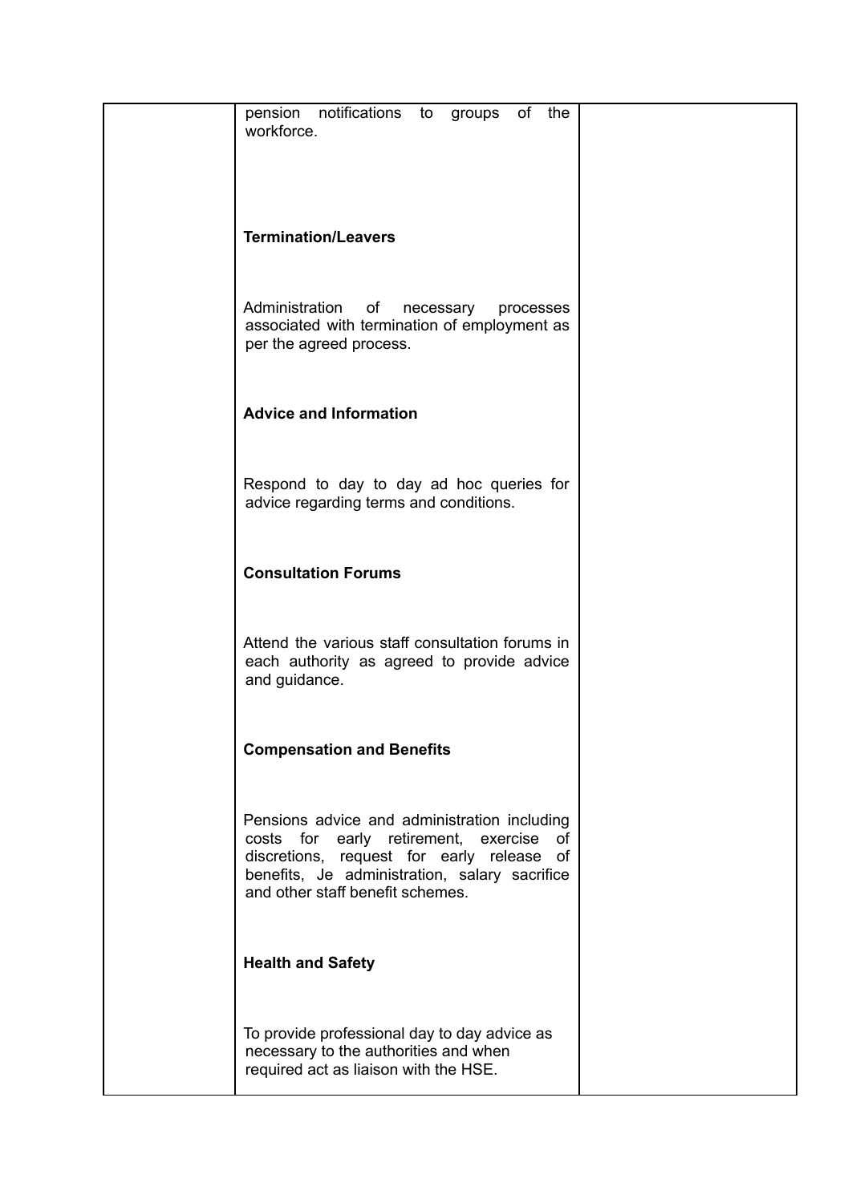| | | |
|---|---|---|
| | pension notifications to groups of the workforce.<br><br>**Termination/Leavers**<br><br>Administration of necessary processes associated with termination of employment as per the agreed process.<br><br>**Advice and Information**<br><br>Respond to day to day ad hoc queries for advice regarding terms and conditions.<br><br>**Consultation Forums**<br><br>Attend the various staff consultation forums in each authority as agreed to provide advice and guidance.<br><br>**Compensation and Benefits**<br><br>Pensions advice and administration including costs for early retirement, exercise of discretions, request for early release of benefits, Je administration, salary sacrifice and other staff benefit schemes.<br><br>**Health and Safety**<br><br>To provide professional day to day advice as necessary to the authorities and when required act as liaison with the HSE. | |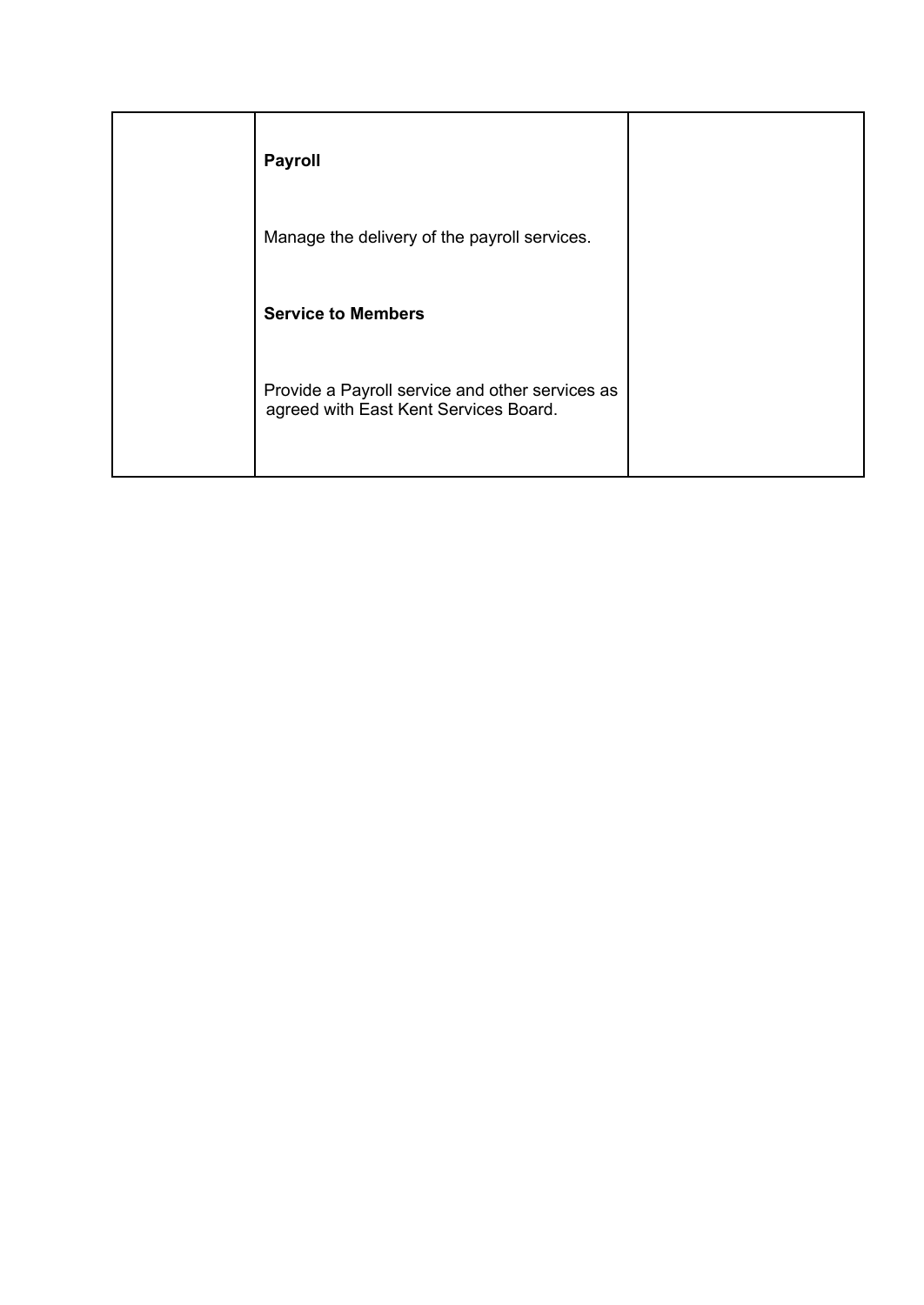| | | |
|---|---|---|
| | **Payroll**<br><br>Manage the delivery of the payroll services.<br><br>**Service to Members**<br><br>Provide a Payroll service and other services as agreed with East Kent Services Board. | |